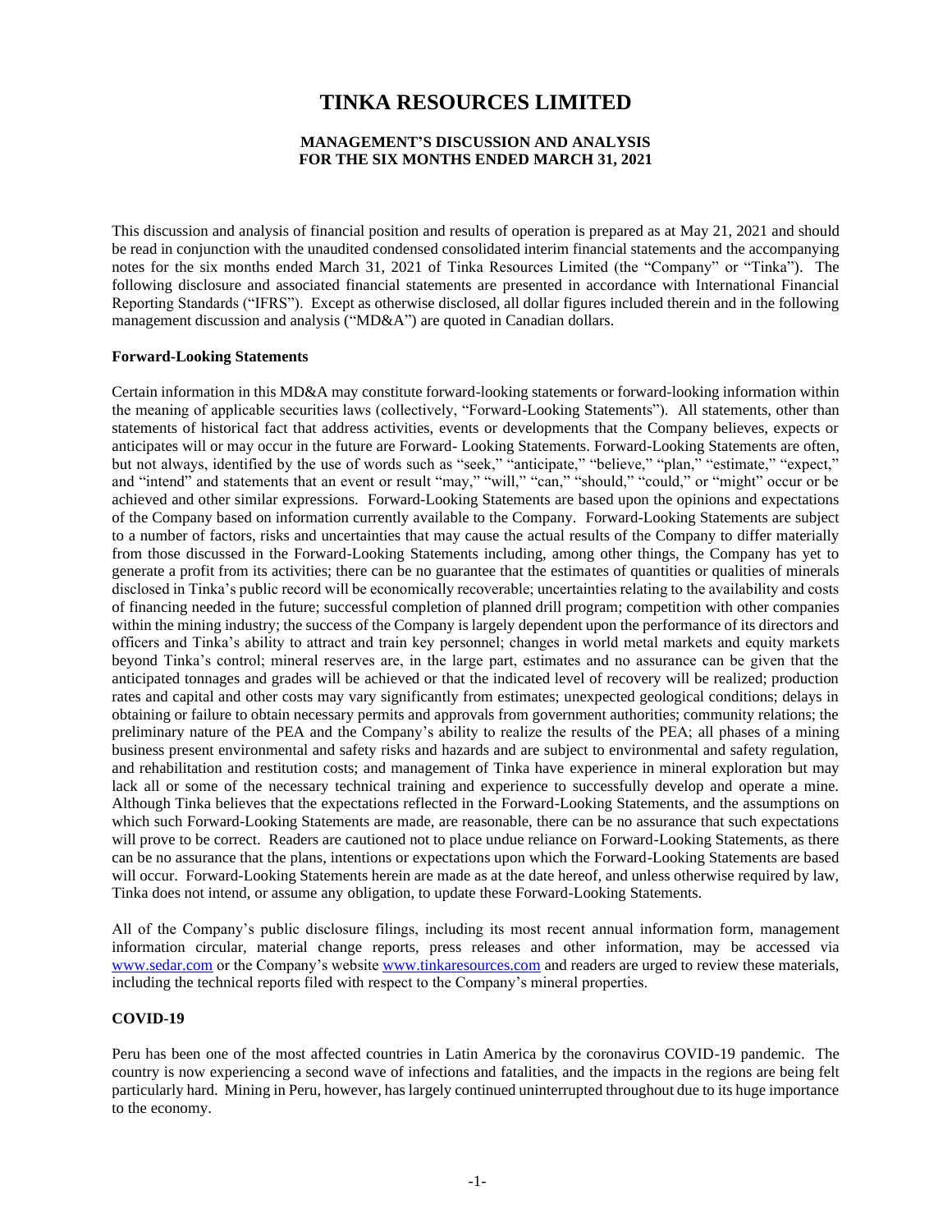# TINKA RESOURCES LIMITED

**MANAGEMENT'S DISCUSSION AND ANALYSIS**
**FOR THE SIX MONTHS ENDED MARCH 31, 2021**

This discussion and analysis of financial position and results of operation is prepared as at May 21, 2021 and should be read in conjunction with the unaudited condensed consolidated interim financial statements and the accompanying notes for the six months ended March 31, 2021 of Tinka Resources Limited (the "Company" or "Tinka"). The following disclosure and associated financial statements are presented in accordance with International Financial Reporting Standards ("IFRS"). Except as otherwise disclosed, all dollar figures included therein and in the following management discussion and analysis ("MD&A") are quoted in Canadian dollars.

**Forward-Looking Statements**

Certain information in this MD&A may constitute forward-looking statements or forward-looking information within the meaning of applicable securities laws (collectively, "Forward-Looking Statements"). All statements, other than statements of historical fact that address activities, events or developments that the Company believes, expects or anticipates will or may occur in the future are Forward- Looking Statements. Forward-Looking Statements are often, but not always, identified by the use of words such as "seek," "anticipate," "believe," "plan," "estimate," "expect," and "intend" and statements that an event or result "may," "will," "can," "should," "could," or "might" occur or be achieved and other similar expressions. Forward-Looking Statements are based upon the opinions and expectations of the Company based on information currently available to the Company. Forward-Looking Statements are subject to a number of factors, risks and uncertainties that may cause the actual results of the Company to differ materially from those discussed in the Forward-Looking Statements including, among other things, the Company has yet to generate a profit from its activities; there can be no guarantee that the estimates of quantities or qualities of minerals disclosed in Tinka's public record will be economically recoverable; uncertainties relating to the availability and costs of financing needed in the future; successful completion of planned drill program; competition with other companies within the mining industry; the success of the Company is largely dependent upon the performance of its directors and officers and Tinka's ability to attract and train key personnel; changes in world metal markets and equity markets beyond Tinka's control; mineral reserves are, in the large part, estimates and no assurance can be given that the anticipated tonnages and grades will be achieved or that the indicated level of recovery will be realized; production rates and capital and other costs may vary significantly from estimates; unexpected geological conditions; delays in obtaining or failure to obtain necessary permits and approvals from government authorities; community relations; the preliminary nature of the PEA and the Company's ability to realize the results of the PEA; all phases of a mining business present environmental and safety risks and hazards and are subject to environmental and safety regulation, and rehabilitation and restitution costs; and management of Tinka have experience in mineral exploration but may lack all or some of the necessary technical training and experience to successfully develop and operate a mine. Although Tinka believes that the expectations reflected in the Forward-Looking Statements, and the assumptions on which such Forward-Looking Statements are made, are reasonable, there can be no assurance that such expectations will prove to be correct. Readers are cautioned not to place undue reliance on Forward-Looking Statements, as there can be no assurance that the plans, intentions or expectations upon which the Forward-Looking Statements are based will occur. Forward-Looking Statements herein are made as at the date hereof, and unless otherwise required by law, Tinka does not intend, or assume any obligation, to update these Forward-Looking Statements.

All of the Company's public disclosure filings, including its most recent annual information form, management information circular, material change reports, press releases and other information, may be accessed via www.sedar.com or the Company's website www.tinkaresources.com and readers are urged to review these materials, including the technical reports filed with respect to the Company's mineral properties.

**COVID-19**

Peru has been one of the most affected countries in Latin America by the coronavirus COVID-19 pandemic. The country is now experiencing a second wave of infections and fatalities, and the impacts in the regions are being felt particularly hard. Mining in Peru, however, has largely continued uninterrupted throughout due to its huge importance to the economy.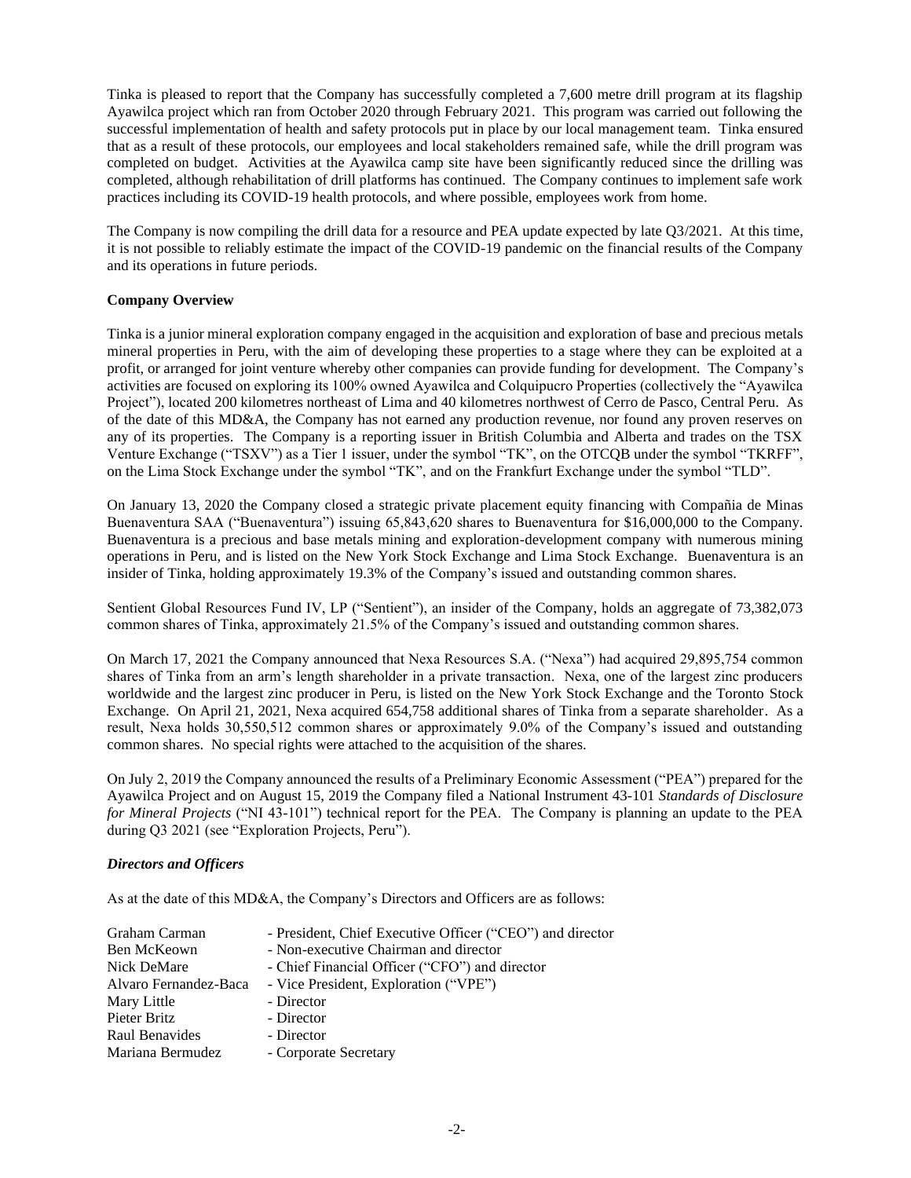Tinka is pleased to report that the Company has successfully completed a 7,600 metre drill program at its flagship Ayawilca project which ran from October 2020 through February 2021. This program was carried out following the successful implementation of health and safety protocols put in place by our local management team. Tinka ensured that as a result of these protocols, our employees and local stakeholders remained safe, while the drill program was completed on budget. Activities at the Ayawilca camp site have been significantly reduced since the drilling was completed, although rehabilitation of drill platforms has continued. The Company continues to implement safe work practices including its COVID-19 health protocols, and where possible, employees work from home.

The Company is now compiling the drill data for a resource and PEA update expected by late Q3/2021. At this time, it is not possible to reliably estimate the impact of the COVID-19 pandemic on the financial results of the Company and its operations in future periods.

**Company Overview**

Tinka is a junior mineral exploration company engaged in the acquisition and exploration of base and precious metals mineral properties in Peru, with the aim of developing these properties to a stage where they can be exploited at a profit, or arranged for joint venture whereby other companies can provide funding for development. The Company's activities are focused on exploring its 100% owned Ayawilca and Colquipucro Properties (collectively the "Ayawilca Project"), located 200 kilometres northeast of Lima and 40 kilometres northwest of Cerro de Pasco, Central Peru. As of the date of this MD&A, the Company has not earned any production revenue, nor found any proven reserves on any of its properties. The Company is a reporting issuer in British Columbia and Alberta and trades on the TSX Venture Exchange ("TSXV") as a Tier 1 issuer, under the symbol "TK", on the OTCQB under the symbol "TKRFF", on the Lima Stock Exchange under the symbol "TK", and on the Frankfurt Exchange under the symbol "TLD".

On January 13, 2020 the Company closed a strategic private placement equity financing with Compañia de Minas Buenaventura SAA ("Buenaventura") issuing 65,843,620 shares to Buenaventura for $16,000,000 to the Company. Buenaventura is a precious and base metals mining and exploration-development company with numerous mining operations in Peru, and is listed on the New York Stock Exchange and Lima Stock Exchange. Buenaventura is an insider of Tinka, holding approximately 19.3% of the Company's issued and outstanding common shares.

Sentient Global Resources Fund IV, LP ("Sentient"), an insider of the Company, holds an aggregate of 73,382,073 common shares of Tinka, approximately 21.5% of the Company's issued and outstanding common shares.

On March 17, 2021 the Company announced that Nexa Resources S.A. ("Nexa") had acquired 29,895,754 common shares of Tinka from an arm's length shareholder in a private transaction. Nexa, one of the largest zinc producers worldwide and the largest zinc producer in Peru, is listed on the New York Stock Exchange and the Toronto Stock Exchange. On April 21, 2021, Nexa acquired 654,758 additional shares of Tinka from a separate shareholder. As a result, Nexa holds 30,550,512 common shares or approximately 9.0% of the Company's issued and outstanding common shares. No special rights were attached to the acquisition of the shares.

On July 2, 2019 the Company announced the results of a Preliminary Economic Assessment ("PEA") prepared for the Ayawilca Project and on August 15, 2019 the Company filed a National Instrument 43-101 *Standards of Disclosure for Mineral Projects* ("NI 43-101") technical report for the PEA. The Company is planning an update to the PEA during Q3 2021 (see "Exploration Projects, Peru").

***Directors and Officers***

As at the date of this MD&A, the Company's Directors and Officers are as follows:

| | |
|---|---|
| Graham Carman | - President, Chief Executive Officer ("CEO") and director |
| Ben McKeown | - Non-executive Chairman and director |
| Nick DeMare | - Chief Financial Officer ("CFO") and director |
| Alvaro Fernandez-Baca | - Vice President, Exploration ("VPE") |
| Mary Little | - Director |
| Pieter Britz | - Director |
| Raul Benavides | - Director |
| Mariana Bermudez | - Corporate Secretary |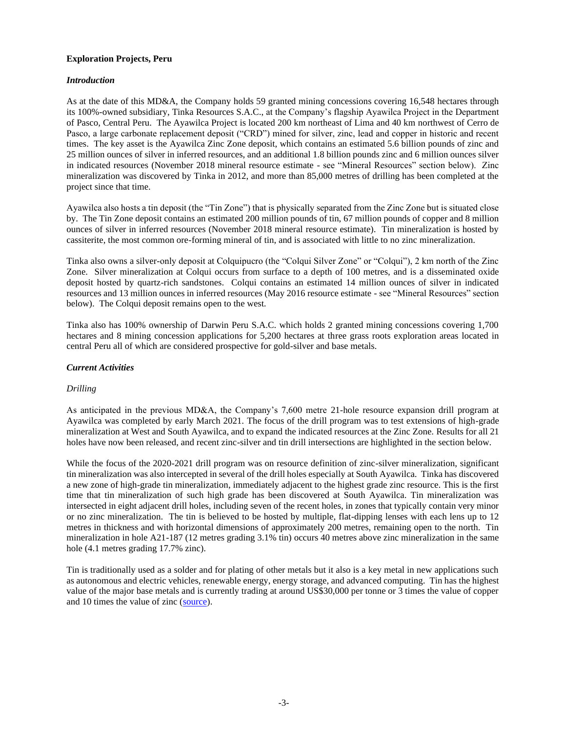**Exploration Projects, Peru**

***Introduction***

As at the date of this MD&A, the Company holds 59 granted mining concessions covering 16,548 hectares through its 100%-owned subsidiary, Tinka Resources S.A.C., at the Company's flagship Ayawilca Project in the Department of Pasco, Central Peru. The Ayawilca Project is located 200 km northeast of Lima and 40 km northwest of Cerro de Pasco, a large carbonate replacement deposit ("CRD") mined for silver, zinc, lead and copper in historic and recent times. The key asset is the Ayawilca Zinc Zone deposit, which contains an estimated 5.6 billion pounds of zinc and 25 million ounces of silver in inferred resources, and an additional 1.8 billion pounds zinc and 6 million ounces silver in indicated resources (November 2018 mineral resource estimate - see "Mineral Resources" section below). Zinc mineralization was discovered by Tinka in 2012, and more than 85,000 metres of drilling has been completed at the project since that time.

Ayawilca also hosts a tin deposit (the "Tin Zone") that is physically separated from the Zinc Zone but is situated close by. The Tin Zone deposit contains an estimated 200 million pounds of tin, 67 million pounds of copper and 8 million ounces of silver in inferred resources (November 2018 mineral resource estimate). Tin mineralization is hosted by cassiterite, the most common ore-forming mineral of tin, and is associated with little to no zinc mineralization.

Tinka also owns a silver-only deposit at Colquipucro (the "Colqui Silver Zone" or "Colqui"), 2 km north of the Zinc Zone. Silver mineralization at Colqui occurs from surface to a depth of 100 metres, and is a disseminated oxide deposit hosted by quartz-rich sandstones. Colqui contains an estimated 14 million ounces of silver in indicated resources and 13 million ounces in inferred resources (May 2016 resource estimate - see "Mineral Resources" section below). The Colqui deposit remains open to the west.

Tinka also has 100% ownership of Darwin Peru S.A.C. which holds 2 granted mining concessions covering 1,700 hectares and 8 mining concession applications for 5,200 hectares at three grass roots exploration areas located in central Peru all of which are considered prospective for gold-silver and base metals.

***Current Activities***

*Drilling*

As anticipated in the previous MD&A, the Company's 7,600 metre 21-hole resource expansion drill program at Ayawilca was completed by early March 2021. The focus of the drill program was to test extensions of high-grade mineralization at West and South Ayawilca, and to expand the indicated resources at the Zinc Zone. Results for all 21 holes have now been released, and recent zinc-silver and tin drill intersections are highlighted in the section below.

While the focus of the 2020-2021 drill program was on resource definition of zinc-silver mineralization, significant tin mineralization was also intercepted in several of the drill holes especially at South Ayawilca. Tinka has discovered a new zone of high-grade tin mineralization, immediately adjacent to the highest grade zinc resource. This is the first time that tin mineralization of such high grade has been discovered at South Ayawilca. Tin mineralization was intersected in eight adjacent drill holes, including seven of the recent holes, in zones that typically contain very minor or no zinc mineralization. The tin is believed to be hosted by multiple, flat-dipping lenses with each lens up to 12 metres in thickness and with horizontal dimensions of approximately 200 metres, remaining open to the north. Tin mineralization in hole A21-187 (12 metres grading 3.1% tin) occurs 40 metres above zinc mineralization in the same hole (4.1 metres grading 17.7% zinc).

Tin is traditionally used as a solder and for plating of other metals but it also is a key metal in new applications such as autonomous and electric vehicles, renewable energy, energy storage, and advanced computing. Tin has the highest value of the major base metals and is currently trading at around US$30,000 per tonne or 3 times the value of copper and 10 times the value of zinc (source).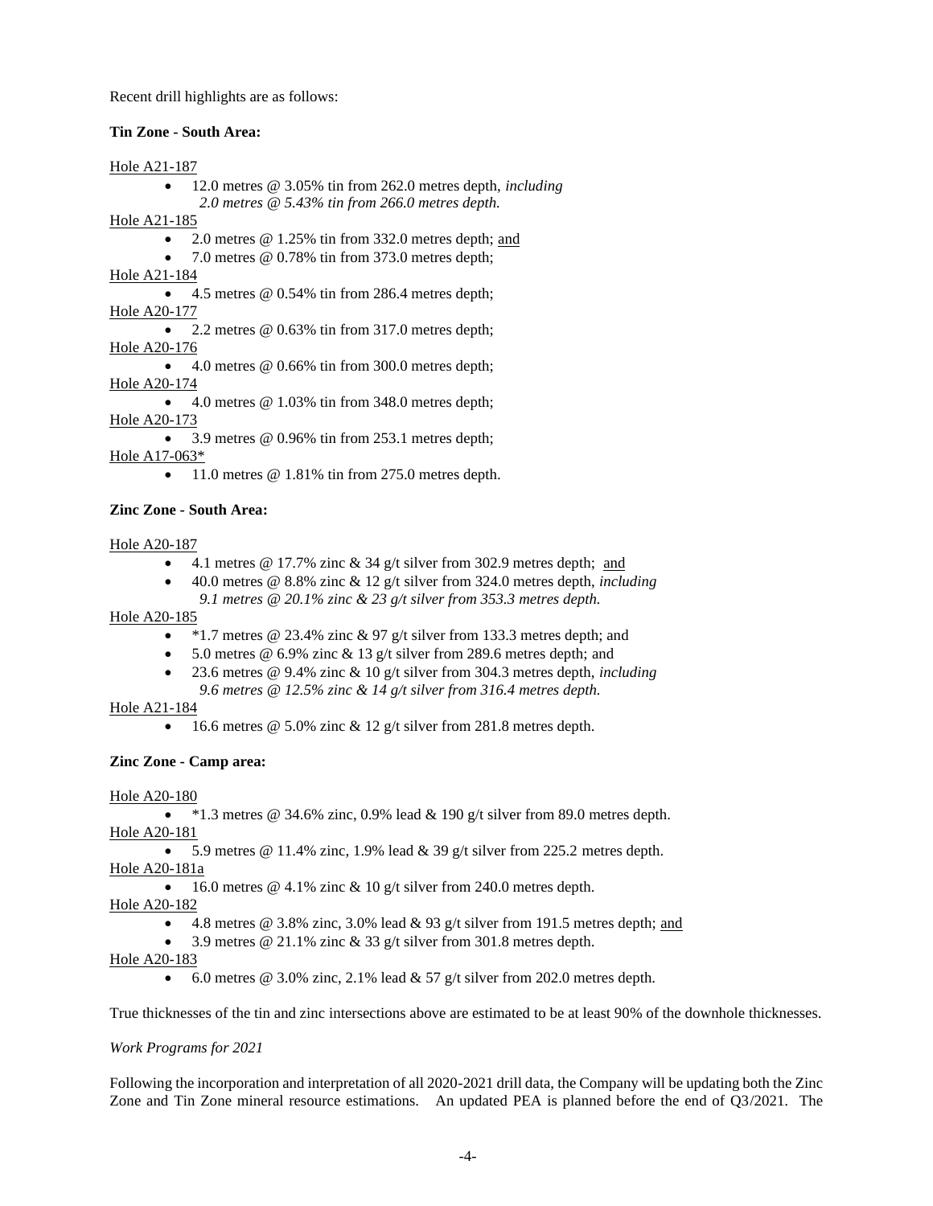Recent drill highlights are as follows:

**Tin Zone - South Area:**

Hole A21-187

- 12.0 metres @ 3.05% tin from 262.0 metres depth, *including*
  *2.0 metres @ 5.43% tin from 266.0 metres depth.*

Hole A21-185

- 2.0 metres @ 1.25% tin from 332.0 metres depth; and
- 7.0 metres @ 0.78% tin from 373.0 metres depth;

Hole A21-184

- 4.5 metres @ 0.54% tin from 286.4 metres depth;

Hole A20-177

- 2.2 metres @ 0.63% tin from 317.0 metres depth;

Hole A20-176

- 4.0 metres @ 0.66% tin from 300.0 metres depth;

Hole A20-174

- 4.0 metres @ 1.03% tin from 348.0 metres depth;

Hole A20-173

- 3.9 metres @ 0.96% tin from 253.1 metres depth;

Hole A17-063*

- 11.0 metres @ 1.81% tin from 275.0 metres depth.

**Zinc Zone - South Area:**

Hole A20-187

- 4.1 metres @ 17.7% zinc & 34 g/t silver from 302.9 metres depth; and
- 40.0 metres @ 8.8% zinc & 12 g/t silver from 324.0 metres depth, *including*
  *9.1 metres @ 20.1% zinc & 23 g/t silver from 353.3 metres depth.*

Hole A20-185

- *1.7 metres @ 23.4% zinc & 97 g/t silver from 133.3 metres depth; and
- 5.0 metres @ 6.9% zinc & 13 g/t silver from 289.6 metres depth; and
- 23.6 metres @ 9.4% zinc & 10 g/t silver from 304.3 metres depth, *including*
  *9.6 metres @ 12.5% zinc & 14 g/t silver from 316.4 metres depth.*

Hole A21-184

- 16.6 metres @ 5.0% zinc & 12 g/t silver from 281.8 metres depth.

**Zinc Zone - Camp area:**

Hole A20-180

- *1.3 metres @ 34.6% zinc, 0.9% lead & 190 g/t silver from 89.0 metres depth.

Hole A20-181

- 5.9 metres @ 11.4% zinc, 1.9% lead & 39 g/t silver from 225.2 metres depth.

Hole A20-181a

- 16.0 metres @ 4.1% zinc & 10 g/t silver from 240.0 metres depth.

Hole A20-182

- 4.8 metres @ 3.8% zinc, 3.0% lead & 93 g/t silver from 191.5 metres depth; and
- 3.9 metres @ 21.1% zinc & 33 g/t silver from 301.8 metres depth.

Hole A20-183

- 6.0 metres @ 3.0% zinc, 2.1% lead & 57 g/t silver from 202.0 metres depth.

True thicknesses of the tin and zinc intersections above are estimated to be at least 90% of the downhole thicknesses.

*Work Programs for 2021*

Following the incorporation and interpretation of all 2020-2021 drill data, the Company will be updating both the Zinc Zone and Tin Zone mineral resource estimations. An updated PEA is planned before the end of Q3/2021. The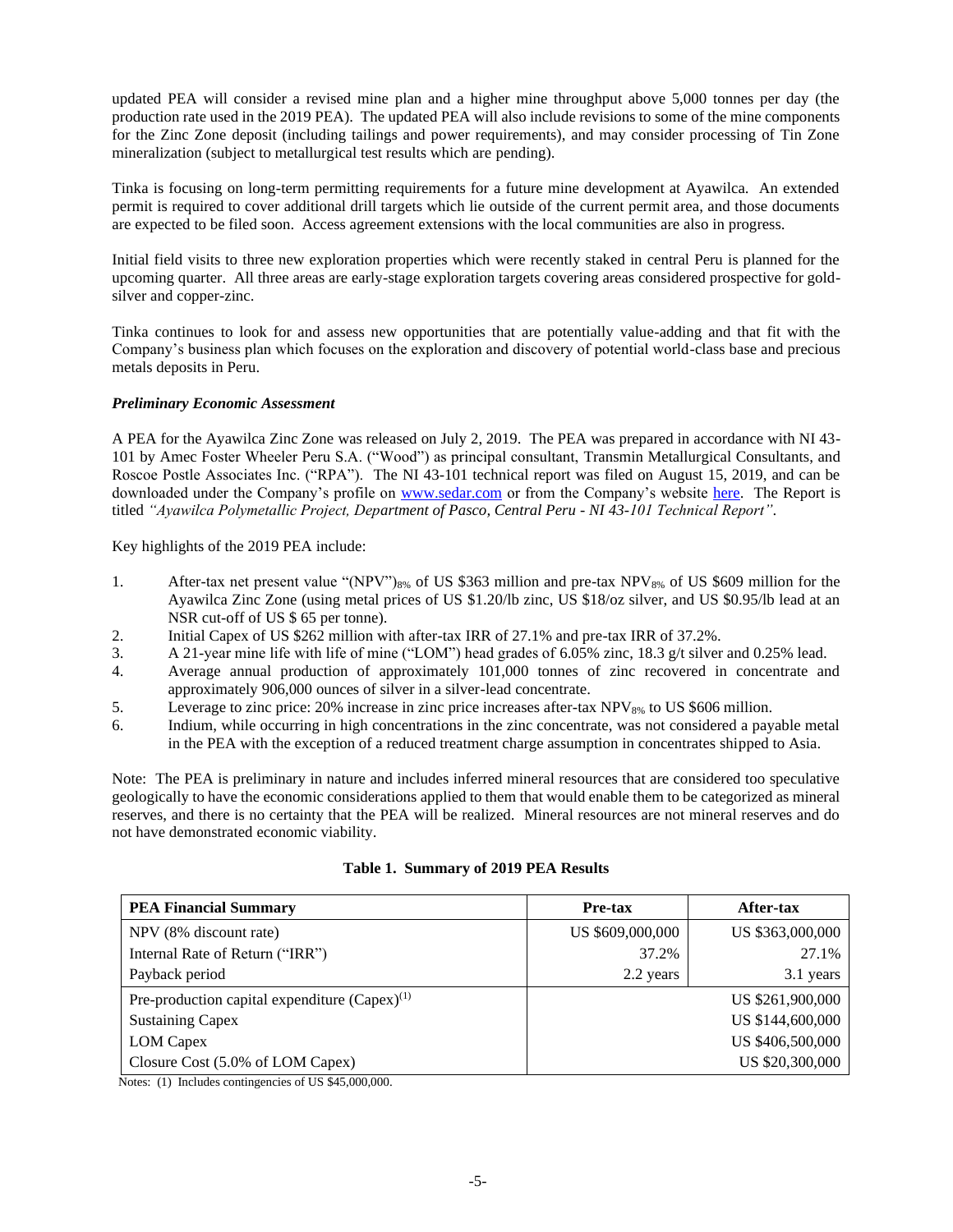updated PEA will consider a revised mine plan and a higher mine throughput above 5,000 tonnes per day (the production rate used in the 2019 PEA). The updated PEA will also include revisions to some of the mine components for the Zinc Zone deposit (including tailings and power requirements), and may consider processing of Tin Zone mineralization (subject to metallurgical test results which are pending).

Tinka is focusing on long-term permitting requirements for a future mine development at Ayawilca. An extended permit is required to cover additional drill targets which lie outside of the current permit area, and those documents are expected to be filed soon. Access agreement extensions with the local communities are also in progress.

Initial field visits to three new exploration properties which were recently staked in central Peru is planned for the upcoming quarter. All three areas are early-stage exploration targets covering areas considered prospective for gold-silver and copper-zinc.

Tinka continues to look for and assess new opportunities that are potentially value-adding and that fit with the Company's business plan which focuses on the exploration and discovery of potential world-class base and precious metals deposits in Peru.

***Preliminary Economic Assessment***

A PEA for the Ayawilca Zinc Zone was released on July 2, 2019. The PEA was prepared in accordance with NI 43-101 by Amec Foster Wheeler Peru S.A. ("Wood") as principal consultant, Transmin Metallurgical Consultants, and Roscoe Postle Associates Inc. ("RPA"). The NI 43-101 technical report was filed on August 15, 2019, and can be downloaded under the Company's profile on www.sedar.com or from the Company's website here. The Report is titled *"Ayawilca Polymetallic Project, Department of Pasco, Central Peru - NI 43-101 Technical Report"*.

Key highlights of the 2019 PEA include:

1. After-tax net present value "(NPV")$_{8\%}$ of US \$363 million and pre-tax NPV$_{8\%}$ of US \$609 million for the Ayawilca Zinc Zone (using metal prices of US \$1.20/lb zinc, US \$18/oz silver, and US \$0.95/lb lead at an NSR cut-off of US \$ 65 per tonne).
2. Initial Capex of US \$262 million with after-tax IRR of 27.1% and pre-tax IRR of 37.2%.
3. A 21-year mine life with life of mine ("LOM") head grades of 6.05% zinc, 18.3 g/t silver and 0.25% lead.
4. Average annual production of approximately 101,000 tonnes of zinc recovered in concentrate and approximately 906,000 ounces of silver in a silver-lead concentrate.
5. Leverage to zinc price: 20% increase in zinc price increases after-tax NPV$_{8\%}$ to US \$606 million.
6. Indium, while occurring in high concentrations in the zinc concentrate, was not considered a payable metal in the PEA with the exception of a reduced treatment charge assumption in concentrates shipped to Asia.

Note: The PEA is preliminary in nature and includes inferred mineral resources that are considered too speculative geologically to have the economic considerations applied to them that would enable them to be categorized as mineral reserves, and there is no certainty that the PEA will be realized. Mineral resources are not mineral reserves and do not have demonstrated economic viability.

**Table 1. Summary of 2019 PEA Results**

| PEA Financial Summary | Pre-tax | After-tax |
|---|---|---|
| NPV (8% discount rate) | US \$609,000,000 | US \$363,000,000 |
| Internal Rate of Return ("IRR") | 37.2% | 27.1% |
| Payback period | 2.2 years | 3.1 years |
| Pre-production capital expenditure (Capex)[(1)] | | US \$261,900,000 |
| Sustaining Capex | | US \$144,600,000 |
| LOM Capex | | US \$406,500,000 |
| Closure Cost (5.0% of LOM Capex) | | US \$20,300,000 |

Notes: (1) Includes contingencies of US \$45,000,000.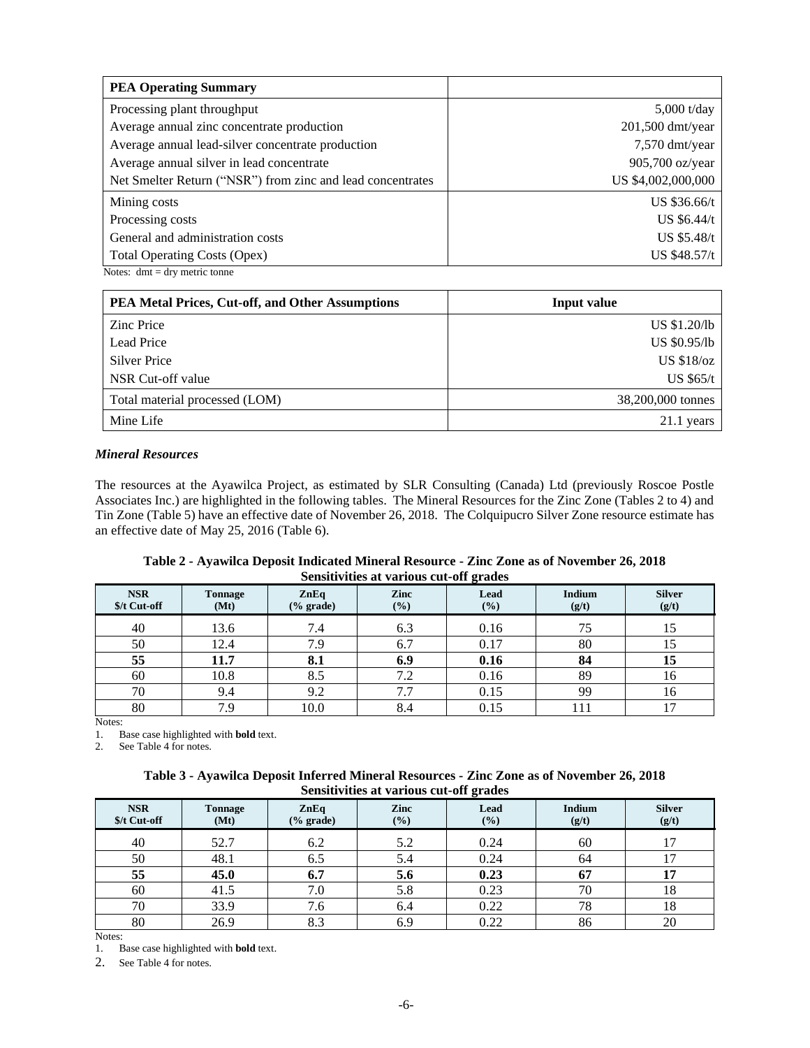| PEA Operating Summary | |
|---|---|
| Processing plant throughput | 5,000 t/day |
| Average annual zinc concentrate production | 201,500 dmt/year |
| Average annual lead-silver concentrate production | 7,570 dmt/year |
| Average annual silver in lead concentrate | 905,700 oz/year |
| Net Smelter Return ("NSR") from zinc and lead concentrates | US $4,002,000,000 |
| Mining costs | US $36.66/t |
| Processing costs | US $6.44/t |
| General and administration costs | US $5.48/t |
| Total Operating Costs (Opex) | US $48.57/t |

Notes: dmt = dry metric tonne

| PEA Metal Prices, Cut-off, and Other Assumptions | Input value |
|---|---|
| Zinc Price | US $1.20/lb |
| Lead Price | US $0.95/lb |
| Silver Price | US $18/oz |
| NSR Cut-off value | US $65/t |
| Total material processed (LOM) | 38,200,000 tonnes |
| Mine Life | 21.1 years |

### *Mineral Resources*

The resources at the Ayawilca Project, as estimated by SLR Consulting (Canada) Ltd (previously Roscoe Postle Associates Inc.) are highlighted in the following tables. The Mineral Resources for the Zinc Zone (Tables 2 to 4) and Tin Zone (Table 5) have an effective date of November 26, 2018. The Colquipucro Silver Zone resource estimate has an effective date of May 25, 2016 (Table 6).

**Table 2 - Ayawilca Deposit Indicated Mineral Resource - Zinc Zone as of November 26, 2018 Sensitivities at various cut-off grades**

| NSR $/t Cut-off | Tonnage (Mt) | ZnEq (% grade) | Zinc (%) | Lead (%) | Indium (g/t) | Silver (g/t) |
|---|---|---|---|---|---|---|
| 40 | 13.6 | 7.4 | 6.3 | 0.16 | 75 | 15 |
| 50 | 12.4 | 7.9 | 6.7 | 0.17 | 80 | 15 |
| **55** | **11.7** | **8.1** | **6.9** | **0.16** | **84** | **15** |
| 60 | 10.8 | 8.5 | 7.2 | 0.16 | 89 | 16 |
| 70 | 9.4 | 9.2 | 7.7 | 0.15 | 99 | 16 |
| 80 | 7.9 | 10.0 | 8.4 | 0.15 | 111 | 17 |

Notes:

1. Base case highlighted with **bold** text.
2. See Table 4 for notes.

**Table 3 - Ayawilca Deposit Inferred Mineral Resources - Zinc Zone as of November 26, 2018 Sensitivities at various cut-off grades**

| NSR $/t Cut-off | Tonnage (Mt) | ZnEq (% grade) | Zinc (%) | Lead (%) | Indium (g/t) | Silver (g/t) |
|---|---|---|---|---|---|---|
| 40 | 52.7 | 6.2 | 5.2 | 0.24 | 60 | 17 |
| 50 | 48.1 | 6.5 | 5.4 | 0.24 | 64 | 17 |
| **55** | **45.0** | **6.7** | **5.6** | **0.23** | **67** | **17** |
| 60 | 41.5 | 7.0 | 5.8 | 0.23 | 70 | 18 |
| 70 | 33.9 | 7.6 | 6.4 | 0.22 | 78 | 18 |
| 80 | 26.9 | 8.3 | 6.9 | 0.22 | 86 | 20 |

Notes:

1. Base case highlighted with **bold** text.
2. See Table 4 for notes.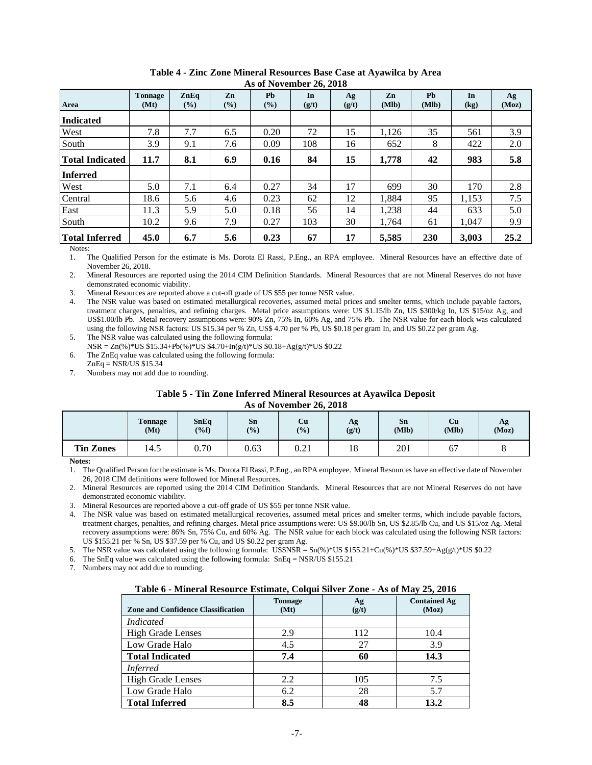**Table 4 - Zinc Zone Mineral Resources Base Case at Ayawilca by Area**
**As of November 26, 2018**

| Area | Tonnage (Mt) | ZnEq (%) | Zn (%) | Pb (%) | In (g/t) | Ag (g/t) | Zn (Mlb) | Pb (Mlb) | In (kg) | Ag (Moz) |
|---|---|---|---|---|---|---|---|---|---|---|
| **Indicated** | | | | | | | | | | |
| West | 7.8 | 7.7 | 6.5 | 0.20 | 72 | 15 | 1,126 | 35 | 561 | 3.9 |
| South | 3.9 | 9.1 | 7.6 | 0.09 | 108 | 16 | 652 | 8 | 422 | 2.0 |
| **Total Indicated** | **11.7** | **8.1** | **6.9** | **0.16** | **84** | **15** | **1,778** | **42** | **983** | **5.8** |
| **Inferred** | | | | | | | | | | |
| West | 5.0 | 7.1 | 6.4 | 0.27 | 34 | 17 | 699 | 30 | 170 | 2.8 |
| Central | 18.6 | 5.6 | 4.6 | 0.23 | 62 | 12 | 1,884 | 95 | 1,153 | 7.5 |
| East | 11.3 | 5.9 | 5.0 | 0.18 | 56 | 14 | 1,238 | 44 | 633 | 5.0 |
| South | 10.2 | 9.6 | 7.9 | 0.27 | 103 | 30 | 1,764 | 61 | 1,047 | 9.9 |
| **Total Inferred** | **45.0** | **6.7** | **5.6** | **0.23** | **67** | **17** | **5,585** | **230** | **3,003** | **25.2** |

Notes:

1. The Qualified Person for the estimate is Ms. Dorota El Rassi, P.Eng., an RPA employee. Mineral Resources have an effective date of November 26, 2018.
2. Mineral Resources are reported using the 2014 CIM Definition Standards. Mineral Resources that are not Mineral Reserves do not have demonstrated economic viability.
3. Mineral Resources are reported above a cut-off grade of US $55 per tonne NSR value.
4. The NSR value was based on estimated metallurgical recoveries, assumed metal prices and smelter terms, which include payable factors, treatment charges, penalties, and refining charges. Metal price assumptions were: US $1.15/lb Zn, US $300/kg In, US $15/oz Ag, and US$1.00/lb Pb. Metal recovery assumptions were: 90% Zn, 75% In, 60% Ag, and 75% Pb. The NSR value for each block was calculated using the following NSR factors: US $15.34 per % Zn, US$ 4.70 per % Pb, US $0.18 per gram In, and US $0.22 per gram Ag.
5. The NSR value was calculated using the following formula:
   NSR = Zn(%)*US $15.34+Pb(%)*US $4.70+In(g/t)*US $0.18+Ag(g/t)*US $0.22
6. The ZnEq value was calculated using the following formula:
   ZnEq = NSR/US $15.34
7. Numbers may not add due to rounding.

**Table 5 - Tin Zone Inferred Mineral Resources at Ayawilca Deposit**
**As of November 26, 2018**

| | Tonnage (Mt) | SnEq (%f) | Sn (%) | Cu (%) | Ag (g/t) | Sn (Mlb) | Cu (Mlb) | Ag (Moz) |
|---|---|---|---|---|---|---|---|---|
| **Tin Zones** | 14.5 | 0.70 | 0.63 | 0.21 | 18 | 201 | 67 | 8 |

**Notes:**

1. The Qualified Person for the estimate is Ms. Dorota El Rassi, P.Eng., an RPA employee. Mineral Resources have an effective date of November 26, 2018 CIM definitions were followed for Mineral Resources.
2. Mineral Resources are reported using the 2014 CIM Definition Standards. Mineral Resources that are not Mineral Reserves do not have demonstrated economic viability.
3. Mineral Resources are reported above a cut-off grade of US $55 per tonne NSR value.
4. The NSR value was based on estimated metallurgical recoveries, assumed metal prices and smelter terms, which include payable factors, treatment charges, penalties, and refining charges. Metal price assumptions were: US $9.00/lb Sn, US $2.85/lb Cu, and US $15/oz Ag. Metal recovery assumptions were: 86% Sn, 75% Cu, and 60% Ag. The NSR value for each block was calculated using the following NSR factors: US $155.21 per % Sn, US $37.59 per % Cu, and US $0.22 per gram Ag.
5. The NSR value was calculated using the following formula: US$NSR = Sn(%)*US $155.21+Cu(%)*US $37.59+Ag(g/t)*US $0.22
6. The SnEq value was calculated using the following formula: SnEq = NSR/US $155.21
7. Numbers may not add due to rounding.

**Table 6 - Mineral Resource Estimate, Colqui Silver Zone - As of May 25, 2016**

| Zone and Confidence Classification | Tonnage (Mt) | Ag (g/t) | Contained Ag (Moz) |
|---|---|---|---|
| *Indicated* | | | |
| High Grade Lenses | 2.9 | 112 | 10.4 |
| Low Grade Halo | 4.5 | 27 | 3.9 |
| **Total Indicated** | **7.4** | **60** | **14.3** |
| *Inferred* | | | |
| High Grade Lenses | 2.2 | 105 | 7.5 |
| Low Grade Halo | 6.2 | 28 | 5.7 |
| **Total Inferred** | **8.5** | **48** | **13.2** |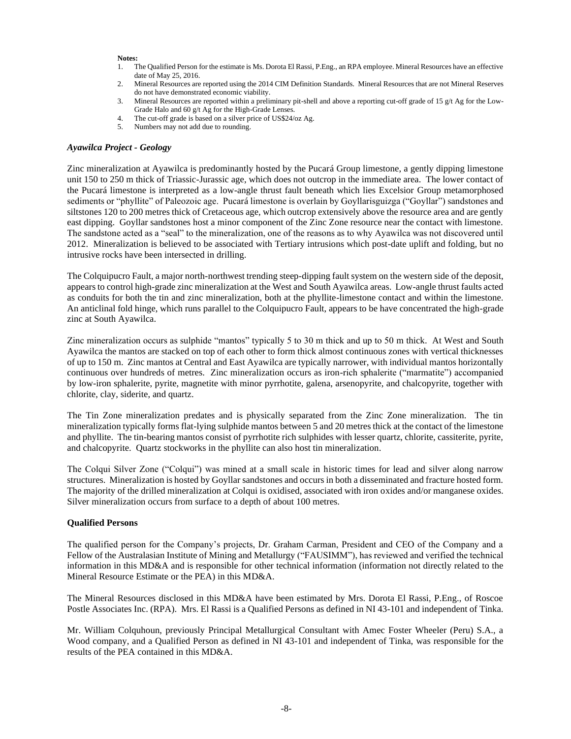**Notes:**

1. The Qualified Person for the estimate is Ms. Dorota El Rassi, P.Eng., an RPA employee. Mineral Resources have an effective date of May 25, 2016.
2. Mineral Resources are reported using the 2014 CIM Definition Standards. Mineral Resources that are not Mineral Reserves do not have demonstrated economic viability.
3. Mineral Resources are reported within a preliminary pit-shell and above a reporting cut-off grade of 15 g/t Ag for the Low-Grade Halo and 60 g/t Ag for the High-Grade Lenses.
4. The cut-off grade is based on a silver price of US$24/oz Ag.
5. Numbers may not add due to rounding.

### *Ayawilca Project - Geology*

Zinc mineralization at Ayawilca is predominantly hosted by the Pucará Group limestone, a gently dipping limestone unit 150 to 250 m thick of Triassic-Jurassic age, which does not outcrop in the immediate area. The lower contact of the Pucará limestone is interpreted as a low-angle thrust fault beneath which lies Excelsior Group metamorphosed sediments or "phyllite" of Paleozoic age. Pucará limestone is overlain by Goyllarisguizga ("Goyllar") sandstones and siltstones 120 to 200 metres thick of Cretaceous age, which outcrop extensively above the resource area and are gently east dipping. Goyllar sandstones host a minor component of the Zinc Zone resource near the contact with limestone. The sandstone acted as a "seal" to the mineralization, one of the reasons as to why Ayawilca was not discovered until 2012. Mineralization is believed to be associated with Tertiary intrusions which post-date uplift and folding, but no intrusive rocks have been intersected in drilling.

The Colquipucro Fault, a major north-northwest trending steep-dipping fault system on the western side of the deposit, appears to control high-grade zinc mineralization at the West and South Ayawilca areas. Low-angle thrust faults acted as conduits for both the tin and zinc mineralization, both at the phyllite-limestone contact and within the limestone. An anticlinal fold hinge, which runs parallel to the Colquipucro Fault, appears to be have concentrated the high-grade zinc at South Ayawilca.

Zinc mineralization occurs as sulphide "mantos" typically 5 to 30 m thick and up to 50 m thick. At West and South Ayawilca the mantos are stacked on top of each other to form thick almost continuous zones with vertical thicknesses of up to 150 m. Zinc mantos at Central and East Ayawilca are typically narrower, with individual mantos horizontally continuous over hundreds of metres. Zinc mineralization occurs as iron-rich sphalerite ("marmatite") accompanied by low-iron sphalerite, pyrite, magnetite with minor pyrrhotite, galena, arsenopyrite, and chalcopyrite, together with chlorite, clay, siderite, and quartz.

The Tin Zone mineralization predates and is physically separated from the Zinc Zone mineralization. The tin mineralization typically forms flat-lying sulphide mantos between 5 and 20 metres thick at the contact of the limestone and phyllite. The tin-bearing mantos consist of pyrrhotite rich sulphides with lesser quartz, chlorite, cassiterite, pyrite, and chalcopyrite. Quartz stockworks in the phyllite can also host tin mineralization.

The Colqui Silver Zone ("Colqui") was mined at a small scale in historic times for lead and silver along narrow structures. Mineralization is hosted by Goyllar sandstones and occurs in both a disseminated and fracture hosted form. The majority of the drilled mineralization at Colqui is oxidised, associated with iron oxides and/or manganese oxides. Silver mineralization occurs from surface to a depth of about 100 metres.

### **Qualified Persons**

The qualified person for the Company's projects, Dr. Graham Carman, President and CEO of the Company and a Fellow of the Australasian Institute of Mining and Metallurgy ("FAUSIMM"), has reviewed and verified the technical information in this MD&A and is responsible for other technical information (information not directly related to the Mineral Resource Estimate or the PEA) in this MD&A.

The Mineral Resources disclosed in this MD&A have been estimated by Mrs. Dorota El Rassi, P.Eng., of Roscoe Postle Associates Inc. (RPA). Mrs. El Rassi is a Qualified Persons as defined in NI 43-101 and independent of Tinka.

Mr. William Colquhoun, previously Principal Metallurgical Consultant with Amec Foster Wheeler (Peru) S.A., a Wood company, and a Qualified Person as defined in NI 43-101 and independent of Tinka, was responsible for the results of the PEA contained in this MD&A.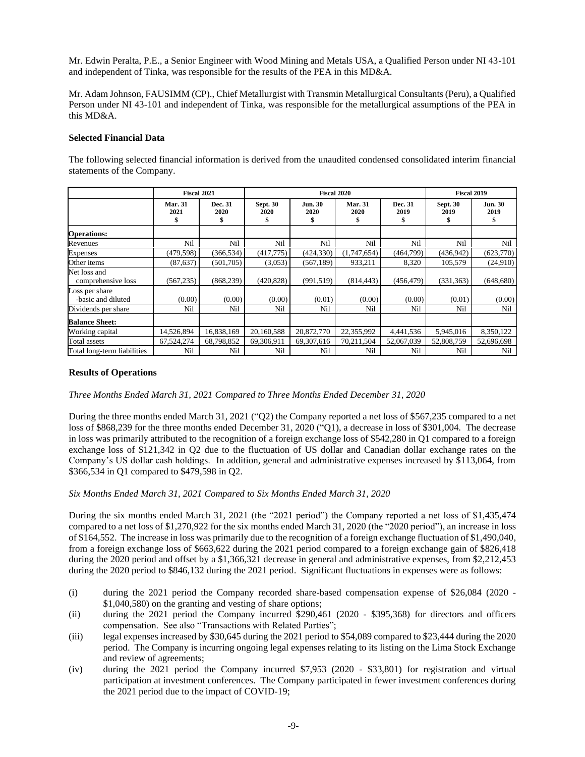Mr. Edwin Peralta, P.E., a Senior Engineer with Wood Mining and Metals USA, a Qualified Person under NI 43-101 and independent of Tinka, was responsible for the results of the PEA in this MD&A.

Mr. Adam Johnson, FAUSIMM (CP)., Chief Metallurgist with Transmin Metallurgical Consultants (Peru), a Qualified Person under NI 43-101 and independent of Tinka, was responsible for the metallurgical assumptions of the PEA in this MD&A.

**Selected Financial Data**

The following selected financial information is derived from the unaudited condensed consolidated interim financial statements of the Company.

| | Fiscal 2021 | | Fiscal 2020 | | | | Fiscal 2019 | |
|---|---|---|---|---|---|---|---|---|
| | Mar. 31 2021 $ | Dec. 31 2020 $ | Sept. 30 2020 $ | Jun. 30 2020 $ | Mar. 31 2020 $ | Dec. 31 2019 $ | Sept. 30 2019 $ | Jun. 30 2019 $ |
| **Operations:** | | | | | | | | |
| Revenues | Nil | Nil | Nil | Nil | Nil | Nil | Nil | Nil |
| Expenses | (479,598) | (366,534) | (417,775) | (424,330) | (1,747,654) | (464,799) | (436,942) | (623,770) |
| Other items | (87,637) | (501,705) | (3,053) | (567,189) | 933,211 | 8,320 | 105,579 | (24,910) |
| Net loss and comprehensive loss | (567,235) | (868,239) | (420,828) | (991,519) | (814,443) | (456,479) | (331,363) | (648,680) |
| Loss per share -basic and diluted | (0.00) | (0.00) | (0.00) | (0.01) | (0.00) | (0.00) | (0.01) | (0.00) |
| Dividends per share | Nil | Nil | Nil | Nil | Nil | Nil | Nil | Nil |
| **Balance Sheet:** | | | | | | | | |
| Working capital | 14,526,894 | 16,838,169 | 20,160,588 | 20,872,770 | 22,355,992 | 4,441,536 | 5,945,016 | 8,350,122 |
| Total assets | 67,524,274 | 68,798,852 | 69,306,911 | 69,307,616 | 70,211,504 | 52,067,039 | 52,808,759 | 52,696,698 |
| Total long-term liabilities | Nil | Nil | Nil | Nil | Nil | Nil | Nil | Nil |

**Results of Operations**

*Three Months Ended March 31, 2021 Compared to Three Months Ended December 31, 2020*

During the three months ended March 31, 2021 ("Q2) the Company reported a net loss of $567,235 compared to a net loss of $868,239 for the three months ended December 31, 2020 ("Q1), a decrease in loss of $301,004. The decrease in loss was primarily attributed to the recognition of a foreign exchange loss of $542,280 in Q1 compared to a foreign exchange loss of $121,342 in Q2 due to the fluctuation of US dollar and Canadian dollar exchange rates on the Company's US dollar cash holdings. In addition, general and administrative expenses increased by $113,064, from $366,534 in Q1 compared to $479,598 in Q2.

*Six Months Ended March 31, 2021 Compared to Six Months Ended March 31, 2020*

During the six months ended March 31, 2021 (the "2021 period") the Company reported a net loss of $1,435,474 compared to a net loss of $1,270,922 for the six months ended March 31, 2020 (the "2020 period"), an increase in loss of $164,552. The increase in loss was primarily due to the recognition of a foreign exchange fluctuation of $1,490,040, from a foreign exchange loss of $663,622 during the 2021 period compared to a foreign exchange gain of $826,418 during the 2020 period and offset by a $1,366,321 decrease in general and administrative expenses, from $2,212,453 during the 2020 period to $846,132 during the 2021 period. Significant fluctuations in expenses were as follows:

(i) during the 2021 period the Company recorded share-based compensation expense of $26,084 (2020 - $1,040,580) on the granting and vesting of share options;
(ii) during the 2021 period the Company incurred $290,461 (2020 - $395,368) for directors and officers compensation. See also "Transactions with Related Parties";
(iii) legal expenses increased by $30,645 during the 2021 period to $54,089 compared to $23,444 during the 2020 period. The Company is incurring ongoing legal expenses relating to its listing on the Lima Stock Exchange and review of agreements;
(iv) during the 2021 period the Company incurred $7,953 (2020 - $33,801) for registration and virtual participation at investment conferences. The Company participated in fewer investment conferences during the 2021 period due to the impact of COVID-19;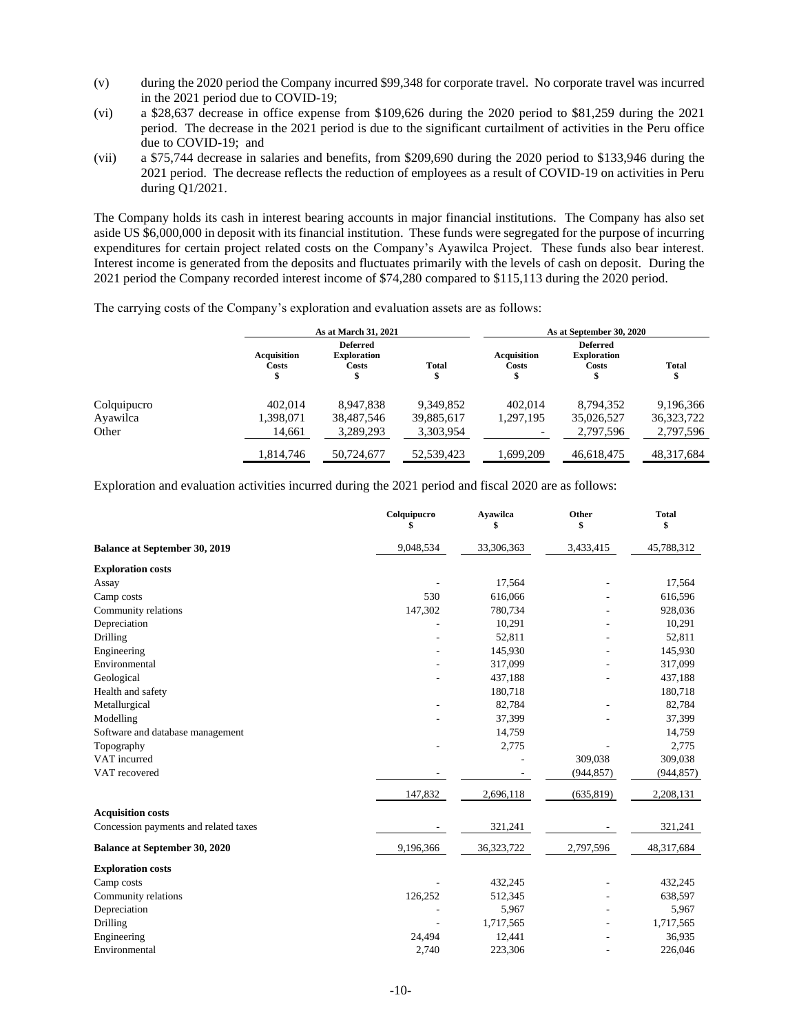(v) during the 2020 period the Company incurred $99,348 for corporate travel. No corporate travel was incurred in the 2021 period due to COVID-19;

(vi) a $28,637 decrease in office expense from $109,626 during the 2020 period to $81,259 during the 2021 period. The decrease in the 2021 period is due to the significant curtailment of activities in the Peru office due to COVID-19; and

(vii) a $75,744 decrease in salaries and benefits, from $209,690 during the 2020 period to $133,946 during the 2021 period. The decrease reflects the reduction of employees as a result of COVID-19 on activities in Peru during Q1/2021.

The Company holds its cash in interest bearing accounts in major financial institutions. The Company has also set aside US $6,000,000 in deposit with its financial institution. These funds were segregated for the purpose of incurring expenditures for certain project related costs on the Company's Ayawilca Project. These funds also bear interest. Interest income is generated from the deposits and fluctuates primarily with the levels of cash on deposit. During the 2021 period the Company recorded interest income of $74,280 compared to $115,113 during the 2020 period.

The carrying costs of the Company's exploration and evaluation assets are as follows:

| | As at March 31, 2021 | | | As at September 30, 2020 | | |
|---|---|---|---|---|---|---|
| | Acquisition Costs $ | Deferred Exploration Costs $ | Total $ | Acquisition Costs $ | Deferred Exploration Costs $ | Total $ |
| Colquipucro | 402,014 | 8,947,838 | 9,349,852 | 402,014 | 8,794,352 | 9,196,366 |
| Ayawilca | 1,398,071 | 38,487,546 | 39,885,617 | 1,297,195 | 35,026,527 | 36,323,722 |
| Other | 14,661 | 3,289,293 | 3,303,954 | - | 2,797,596 | 2,797,596 |
| | 1,814,746 | 50,724,677 | 52,539,423 | 1,699,209 | 46,618,475 | 48,317,684 |

Exploration and evaluation activities incurred during the 2021 period and fiscal 2020 are as follows:

| | Colquipucro $ | Ayawilca $ | Other $ | Total $ |
|---|---|---|---|---|
| **Balance at September 30, 2019** | 9,048,534 | 33,306,363 | 3,433,415 | 45,788,312 |
| **Exploration costs** | | | | |
| Assay | - | 17,564 | - | 17,564 |
| Camp costs | 530 | 616,066 | - | 616,596 |
| Community relations | 147,302 | 780,734 | - | 928,036 |
| Depreciation | - | 10,291 | - | 10,291 |
| Drilling | - | 52,811 | - | 52,811 |
| Engineering | - | 145,930 | - | 145,930 |
| Environmental | - | 317,099 | - | 317,099 |
| Geological | - | 437,188 | - | 437,188 |
| Health and safety | | 180,718 | | 180,718 |
| Metallurgical | - | 82,784 | - | 82,784 |
| Modelling | - | 37,399 | - | 37,399 |
| Software and database management | | 14,759 | | 14,759 |
| Topography | - | 2,775 | - | 2,775 |
| VAT incurred | | - | 309,038 | 309,038 |
| VAT recovered | - | - | (944,857) | (944,857) |
| | 147,832 | 2,696,118 | (635,819) | 2,208,131 |
| **Acquisition costs** | | | | |
| Concession payments and related taxes | - | 321,241 | - | 321,241 |
| **Balance at September 30, 2020** | 9,196,366 | 36,323,722 | 2,797,596 | 48,317,684 |
| **Exploration costs** | | | | |
| Camp costs | - | 432,245 | - | 432,245 |
| Community relations | 126,252 | 512,345 | - | 638,597 |
| Depreciation | - | 5,967 | - | 5,967 |
| Drilling | - | 1,717,565 | - | 1,717,565 |
| Engineering | 24,494 | 12,441 | - | 36,935 |
| Environmental | 2,740 | 223,306 | - | 226,046 |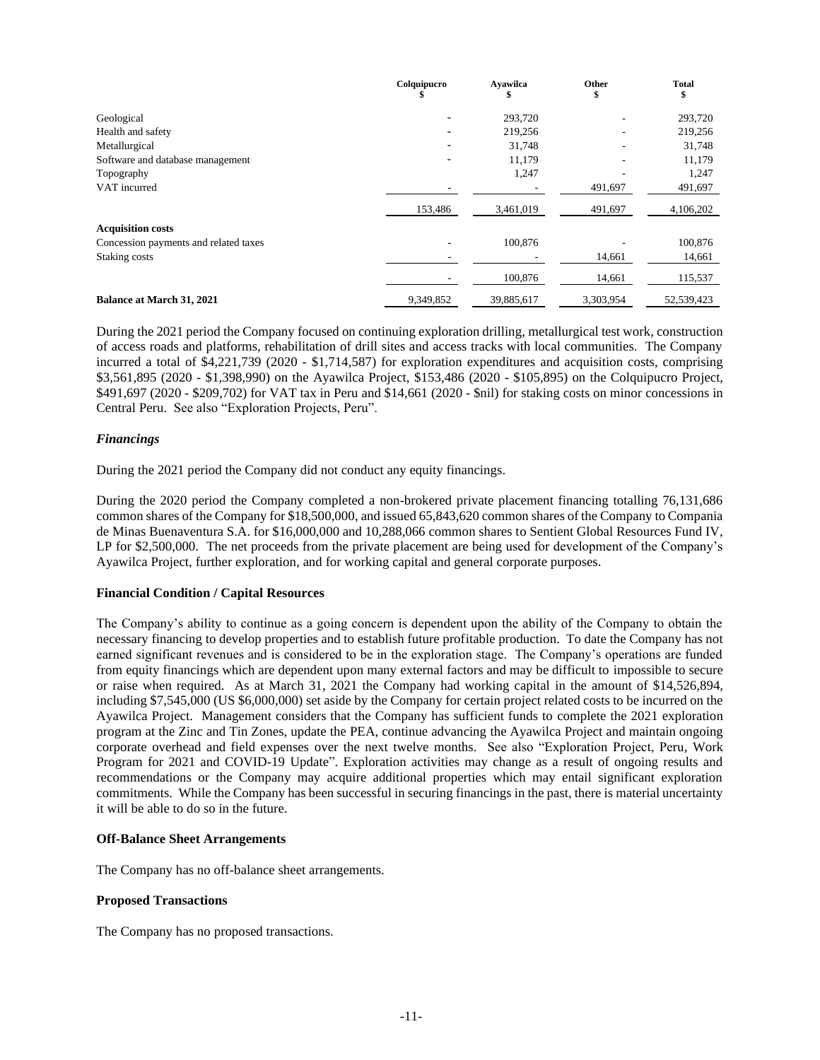| | Colquipucro<br>$ | Ayawilca<br>$ | Other<br>$ | Total<br>$ |
|---|---|---|---|---|
| Geological | - | 293,720 | - | 293,720 |
| Health and safety | - | 219,256 | - | 219,256 |
| Metallurgical | - | 31,748 | - | 31,748 |
| Software and database management | - | 11,179 | - | 11,179 |
| Topography | | 1,247 | - | 1,247 |
| VAT incurred | - | - | 491,697 | 491,697 |
| | 153,486 | 3,461,019 | 491,697 | 4,106,202 |
| **Acquisition costs** | | | | |
| Concession payments and related taxes | - | 100,876 | - | 100,876 |
| Staking costs | - | - | 14,661 | 14,661 |
| | - | 100,876 | 14,661 | 115,537 |
| **Balance at March 31, 2021** | 9,349,852 | 39,885,617 | 3,303,954 | 52,539,423 |

During the 2021 period the Company focused on continuing exploration drilling, metallurgical test work, construction of access roads and platforms, rehabilitation of drill sites and access tracks with local communities. The Company incurred a total of $4,221,739 (2020 - $1,714,587) for exploration expenditures and acquisition costs, comprising $3,561,895 (2020 - $1,398,990) on the Ayawilca Project, $153,486 (2020 - $105,895) on the Colquipucro Project, $491,697 (2020 - $209,702) for VAT tax in Peru and $14,661 (2020 - $nil) for staking costs on minor concessions in Central Peru. See also "Exploration Projects, Peru".

### *Financings*

During the 2021 period the Company did not conduct any equity financings.

During the 2020 period the Company completed a non-brokered private placement financing totalling 76,131,686 common shares of the Company for $18,500,000, and issued 65,843,620 common shares of the Company to Compania de Minas Buenaventura S.A. for $16,000,000 and 10,288,066 common shares to Sentient Global Resources Fund IV, LP for $2,500,000. The net proceeds from the private placement are being used for development of the Company's Ayawilca Project, further exploration, and for working capital and general corporate purposes.

### Financial Condition / Capital Resources

The Company's ability to continue as a going concern is dependent upon the ability of the Company to obtain the necessary financing to develop properties and to establish future profitable production. To date the Company has not earned significant revenues and is considered to be in the exploration stage. The Company's operations are funded from equity financings which are dependent upon many external factors and may be difficult to impossible to secure or raise when required. As at March 31, 2021 the Company had working capital in the amount of $14,526,894, including $7,545,000 (US $6,000,000) set aside by the Company for certain project related costs to be incurred on the Ayawilca Project. Management considers that the Company has sufficient funds to complete the 2021 exploration program at the Zinc and Tin Zones, update the PEA, continue advancing the Ayawilca Project and maintain ongoing corporate overhead and field expenses over the next twelve months. See also "Exploration Project, Peru, Work Program for 2021 and COVID-19 Update". Exploration activities may change as a result of ongoing results and recommendations or the Company may acquire additional properties which may entail significant exploration commitments. While the Company has been successful in securing financings in the past, there is material uncertainty it will be able to do so in the future.

### Off-Balance Sheet Arrangements

The Company has no off-balance sheet arrangements.

### Proposed Transactions

The Company has no proposed transactions.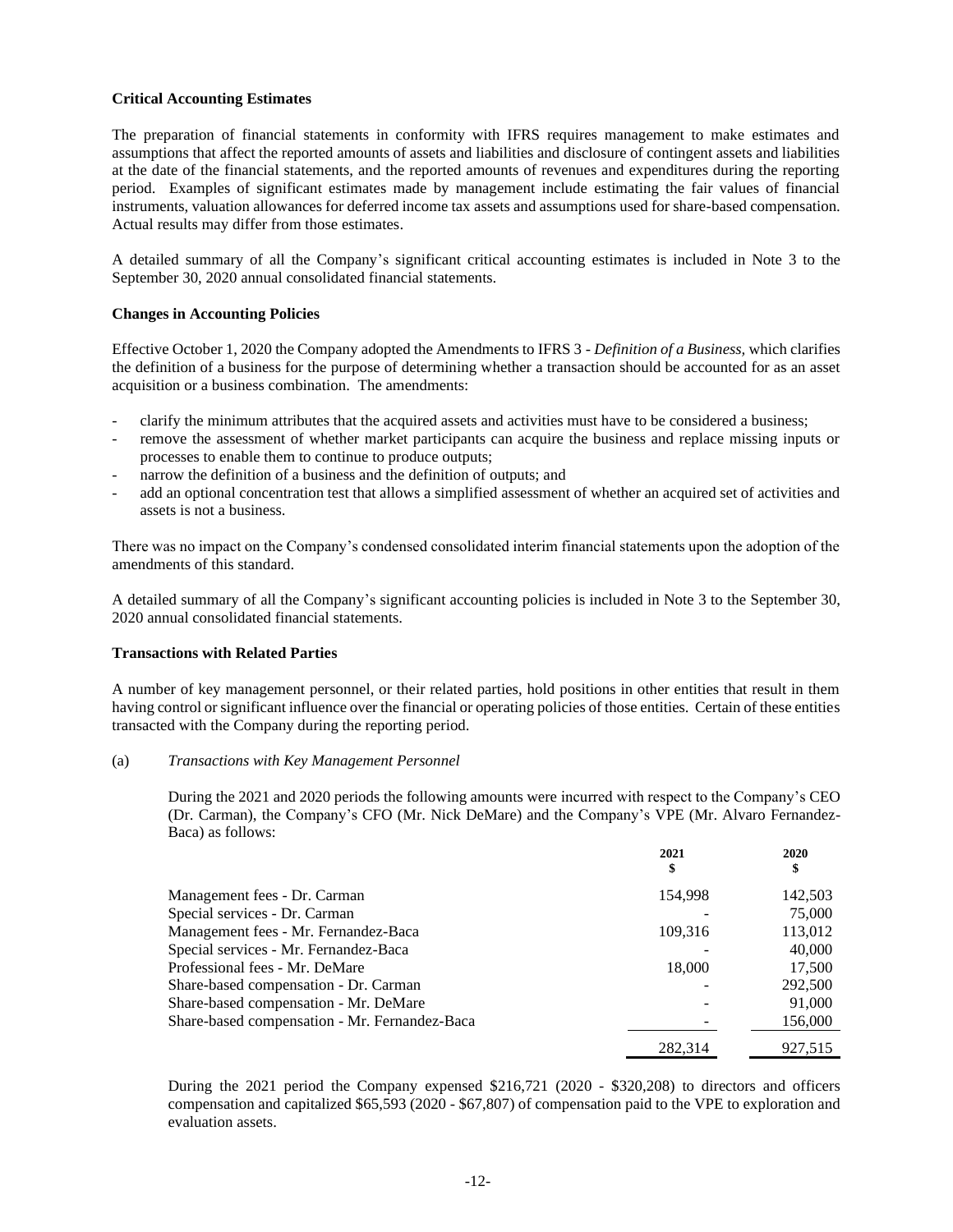**Critical Accounting Estimates**

The preparation of financial statements in conformity with IFRS requires management to make estimates and assumptions that affect the reported amounts of assets and liabilities and disclosure of contingent assets and liabilities at the date of the financial statements, and the reported amounts of revenues and expenditures during the reporting period. Examples of significant estimates made by management include estimating the fair values of financial instruments, valuation allowances for deferred income tax assets and assumptions used for share-based compensation. Actual results may differ from those estimates.

A detailed summary of all the Company's significant critical accounting estimates is included in Note 3 to the September 30, 2020 annual consolidated financial statements.

**Changes in Accounting Policies**

Effective October 1, 2020 the Company adopted the Amendments to IFRS 3 - *Definition of a Business*, which clarifies the definition of a business for the purpose of determining whether a transaction should be accounted for as an asset acquisition or a business combination. The amendments:

- clarify the minimum attributes that the acquired assets and activities must have to be considered a business;
- remove the assessment of whether market participants can acquire the business and replace missing inputs or processes to enable them to continue to produce outputs;
- narrow the definition of a business and the definition of outputs; and
- add an optional concentration test that allows a simplified assessment of whether an acquired set of activities and assets is not a business.

There was no impact on the Company's condensed consolidated interim financial statements upon the adoption of the amendments of this standard.

A detailed summary of all the Company's significant accounting policies is included in Note 3 to the September 30, 2020 annual consolidated financial statements.

**Transactions with Related Parties**

A number of key management personnel, or their related parties, hold positions in other entities that result in them having control or significant influence over the financial or operating policies of those entities. Certain of these entities transacted with the Company during the reporting period.

(a) *Transactions with Key Management Personnel*

During the 2021 and 2020 periods the following amounts were incurred with respect to the Company's CEO (Dr. Carman), the Company's CFO (Mr. Nick DeMare) and the Company's VPE (Mr. Alvaro Fernandez-Baca) as follows:

| | 2021<br>$ | 2020<br>$ |
|---|---|---|
| Management fees - Dr. Carman | 154,998 | 142,503 |
| Special services - Dr. Carman | - | 75,000 |
| Management fees - Mr. Fernandez-Baca | 109,316 | 113,012 |
| Special services - Mr. Fernandez-Baca | - | 40,000 |
| Professional fees - Mr. DeMare | 18,000 | 17,500 |
| Share-based compensation - Dr. Carman | - | 292,500 |
| Share-based compensation - Mr. DeMare | - | 91,000 |
| Share-based compensation - Mr. Fernandez-Baca | - | 156,000 |
| | 282,314 | 927,515 |

During the 2021 period the Company expensed $216,721 (2020 - $320,208) to directors and officers compensation and capitalized $65,593 (2020 - $67,807) of compensation paid to the VPE to exploration and evaluation assets.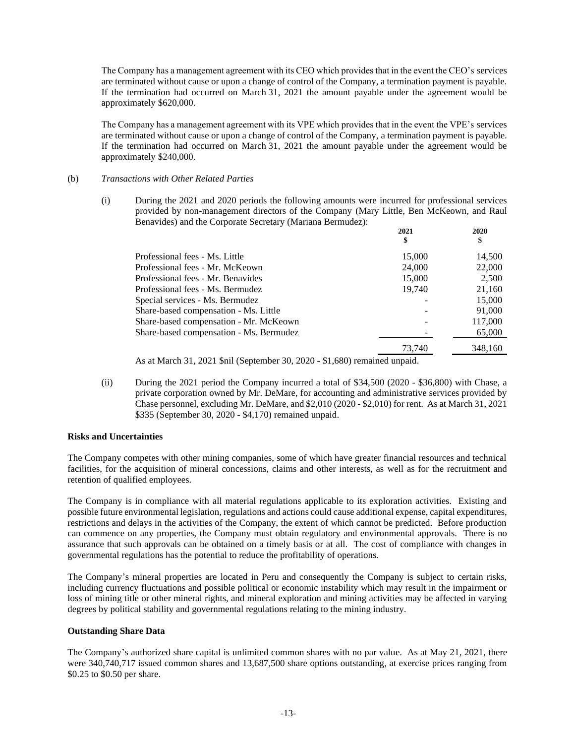The Company has a management agreement with its CEO which provides that in the event the CEO's services are terminated without cause or upon a change of control of the Company, a termination payment is payable. If the termination had occurred on March 31, 2021 the amount payable under the agreement would be approximately $620,000.

The Company has a management agreement with its VPE which provides that in the event the VPE's services are terminated without cause or upon a change of control of the Company, a termination payment is payable. If the termination had occurred on March 31, 2021 the amount payable under the agreement would be approximately $240,000.

(b) *Transactions with Other Related Parties*

(i) During the 2021 and 2020 periods the following amounts were incurred for professional services provided by non-management directors of the Company (Mary Little, Ben McKeown, and Raul Benavides) and the Corporate Secretary (Mariana Bermudez):

| | 2021<br>$ | 2020<br>$ |
|---|---|---|
| Professional fees - Ms. Little | 15,000 | 14,500 |
| Professional fees - Mr. McKeown | 24,000 | 22,000 |
| Professional fees - Mr. Benavides | 15,000 | 2,500 |
| Professional fees - Ms. Bermudez | 19,740 | 21,160 |
| Special services - Ms. Bermudez | - | 15,000 |
| Share-based compensation - Ms. Little | - | 91,000 |
| Share-based compensation - Mr. McKeown | - | 117,000 |
| Share-based compensation - Ms. Bermudez | - | 65,000 |
| | 73,740 | 348,160 |

As at March 31, 2021 $nil (September 30, 2020 - $1,680) remained unpaid.

(ii) During the 2021 period the Company incurred a total of $34,500 (2020 - $36,800) with Chase, a private corporation owned by Mr. DeMare, for accounting and administrative services provided by Chase personnel, excluding Mr. DeMare, and $2,010 (2020 - $2,010) for rent. As at March 31, 2021 $335 (September 30, 2020 - $4,170) remained unpaid.

**Risks and Uncertainties**

The Company competes with other mining companies, some of which have greater financial resources and technical facilities, for the acquisition of mineral concessions, claims and other interests, as well as for the recruitment and retention of qualified employees.

The Company is in compliance with all material regulations applicable to its exploration activities. Existing and possible future environmental legislation, regulations and actions could cause additional expense, capital expenditures, restrictions and delays in the activities of the Company, the extent of which cannot be predicted. Before production can commence on any properties, the Company must obtain regulatory and environmental approvals. There is no assurance that such approvals can be obtained on a timely basis or at all. The cost of compliance with changes in governmental regulations has the potential to reduce the profitability of operations.

The Company's mineral properties are located in Peru and consequently the Company is subject to certain risks, including currency fluctuations and possible political or economic instability which may result in the impairment or loss of mining title or other mineral rights, and mineral exploration and mining activities may be affected in varying degrees by political stability and governmental regulations relating to the mining industry.

**Outstanding Share Data**

The Company's authorized share capital is unlimited common shares with no par value. As at May 21, 2021, there were 340,740,717 issued common shares and 13,687,500 share options outstanding, at exercise prices ranging from $0.25 to $0.50 per share.